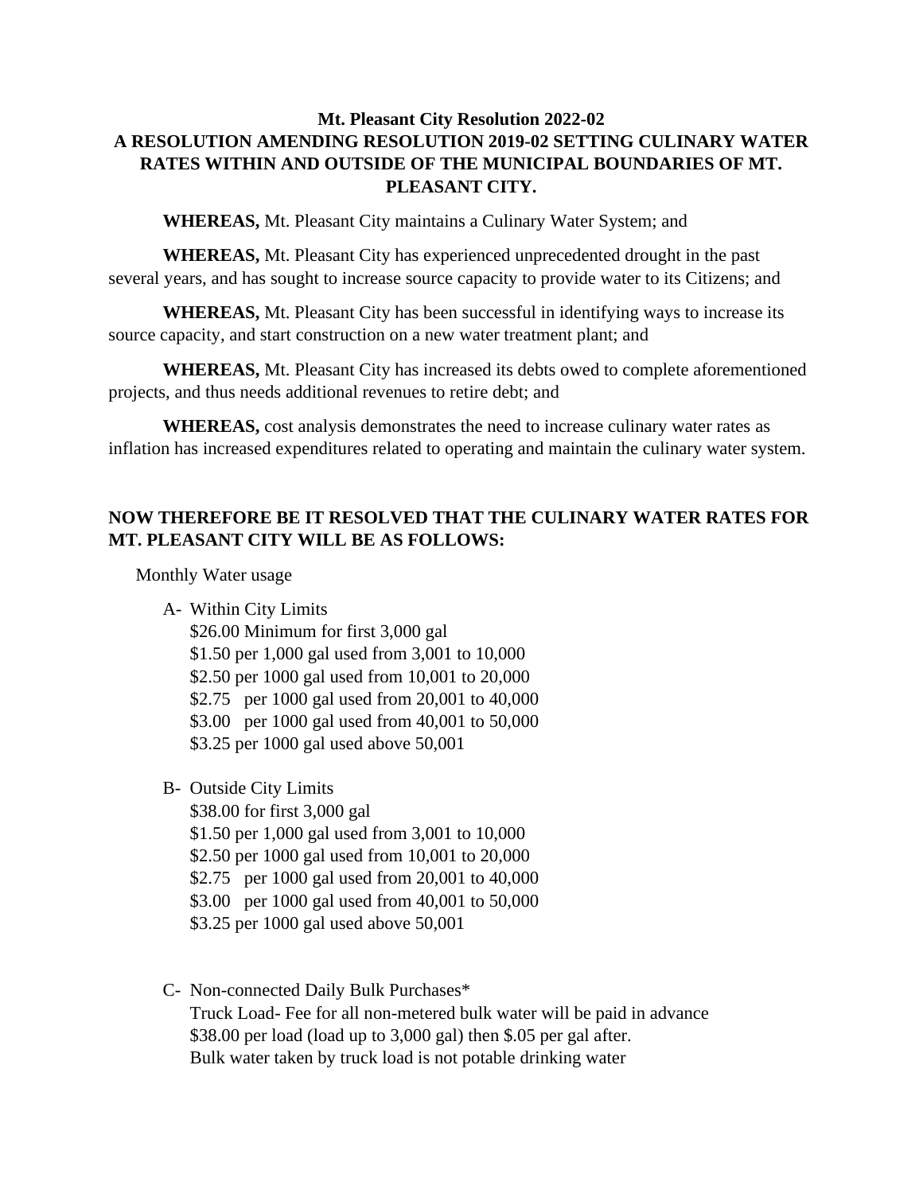**Mt. Pleasant City Resolution 2022-02**
**A RESOLUTION AMENDING RESOLUTION 2019-02 SETTING CULINARY WATER RATES WITHIN AND OUTSIDE OF THE MUNICIPAL BOUNDARIES OF MT. PLEASANT CITY.**

**WHEREAS,** Mt. Pleasant City maintains a Culinary Water System; and

**WHEREAS,** Mt. Pleasant City has experienced unprecedented drought in the past several years, and has sought to increase source capacity to provide water to its Citizens; and

**WHEREAS,** Mt. Pleasant City has been successful in identifying ways to increase its source capacity, and start construction on a new water treatment plant; and

**WHEREAS,** Mt. Pleasant City has increased its debts owed to complete aforementioned projects, and thus needs additional revenues to retire debt; and

**WHEREAS,** cost analysis demonstrates the need to increase culinary water rates as inflation has increased expenditures related to operating and maintain the culinary water system.

**NOW THEREFORE BE IT RESOLVED THAT THE CULINARY WATER RATES FOR MT. PLEASANT CITY WILL BE AS FOLLOWS:**

Monthly Water usage

A- Within City Limits
$26.00 Minimum for first 3,000 gal
$1.50 per 1,000 gal used from 3,001 to 10,000
$2.50 per 1000 gal used from 10,001 to 20,000
$2.75 per 1000 gal used from 20,001 to 40,000
$3.00 per 1000 gal used from 40,001 to 50,000
$3.25 per 1000 gal used above 50,001

B- Outside City Limits
$38.00 for first 3,000 gal
$1.50 per 1,000 gal used from 3,001 to 10,000
$2.50 per 1000 gal used from 10,001 to 20,000
$2.75 per 1000 gal used from 20,001 to 40,000
$3.00 per 1000 gal used from 40,001 to 50,000
$3.25 per 1000 gal used above 50,001

C- Non-connected Daily Bulk Purchases*
Truck Load- Fee for all non-metered bulk water will be paid in advance
$38.00 per load (load up to 3,000 gal) then $.05 per gal after.
Bulk water taken by truck load is not potable drinking water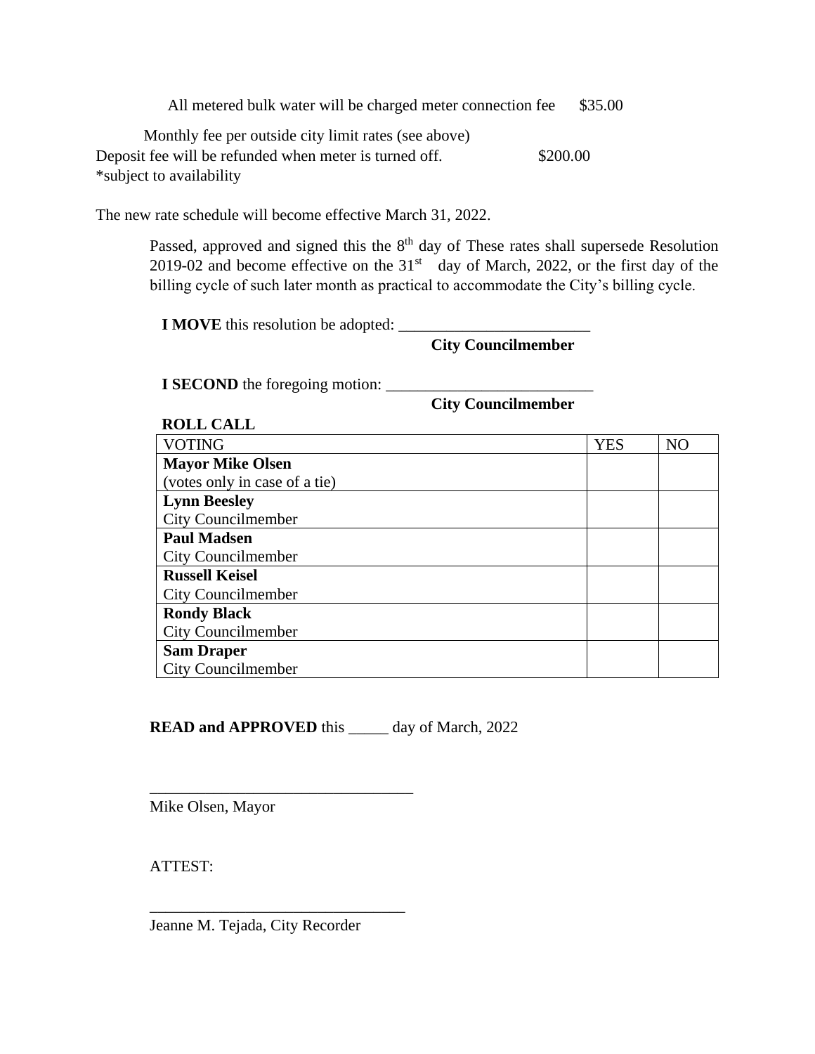All metered bulk water will be charged meter connection fee $35.00

Monthly fee per outside city limit rates (see above)
Deposit fee will be refunded when meter is turned off. $200.00
*subject to availability

The new rate schedule will become effective March 31, 2022.

Passed, approved and signed this the 8th day of These rates shall supersede Resolution 2019-02 and become effective on the 31st day of March, 2022, or the first day of the billing cycle of such later month as practical to accommodate the City's billing cycle.

**I MOVE** this resolution be adopted: ________________________
**City Councilmember**

**I SECOND** the foregoing motion: __________________________
**City Councilmember**

**ROLL CALL**

| VOTING | YES | NO |
|---|---|---|
| **Mayor Mike Olsen**<br>(votes only in case of a tie) | | |
| **Lynn Beesley**<br>City Councilmember | | |
| **Paul Madsen**<br>City Councilmember | | |
| **Russell Keisel**<br>City Councilmember | | |
| **Rondy Black**<br>City Councilmember | | |
| **Sam Draper**<br>City Councilmember | | |

**READ and APPROVED** this _____ day of March, 2022

_________________________________
Mike Olsen, Mayor

ATTEST:

________________________________
Jeanne M. Tejada, City Recorder